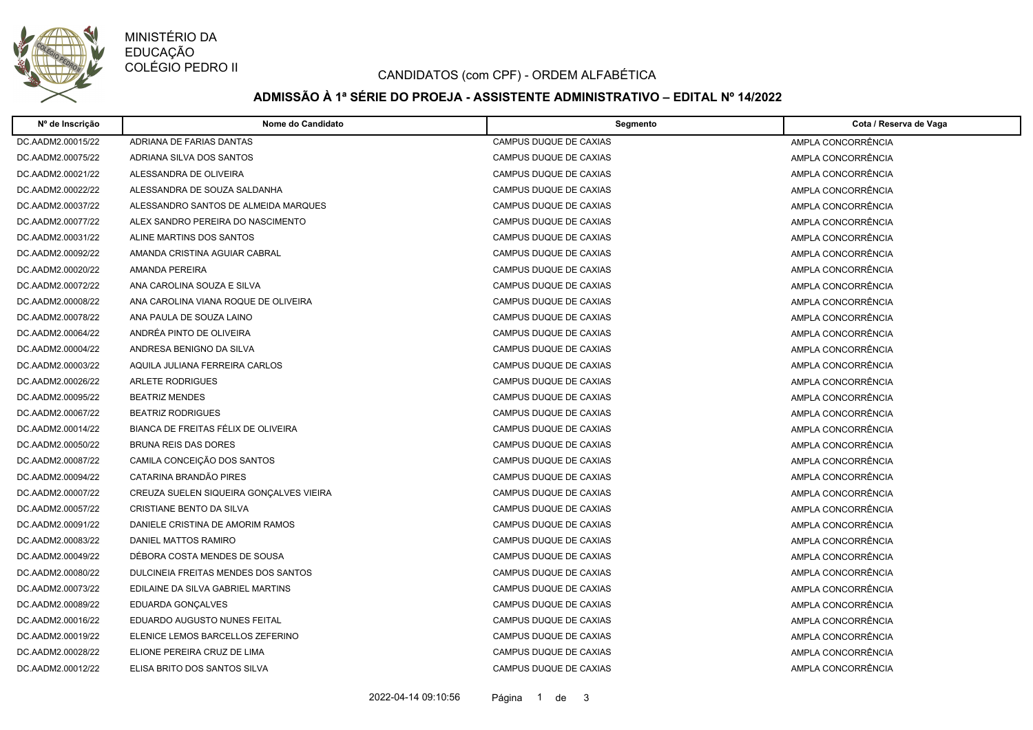MINISTÉRIO DA EDUCAÇÃO
COLÉGIO PEDRO II

CANDIDATOS (com CPF) - ORDEM ALFABÉTICA

## ADMISSÃO À 1ª SÉRIE DO PROEJA - ASSISTENTE ADMINISTRATIVO – EDITAL Nº 14/2022

| Nº de Inscrição | Nome do Candidato | Segmento | Cota / Reserva de Vaga |
|---|---|---|---|
| DC.AADM2.00015/22 | ADRIANA DE FARIAS DANTAS | CAMPUS DUQUE DE CAXIAS | AMPLA CONCORRÊNCIA |
| DC.AADM2.00075/22 | ADRIANA SILVA DOS SANTOS | CAMPUS DUQUE DE CAXIAS | AMPLA CONCORRÊNCIA |
| DC.AADM2.00021/22 | ALESSANDRA DE OLIVEIRA | CAMPUS DUQUE DE CAXIAS | AMPLA CONCORRÊNCIA |
| DC.AADM2.00022/22 | ALESSANDRA DE SOUZA SALDANHA | CAMPUS DUQUE DE CAXIAS | AMPLA CONCORRÊNCIA |
| DC.AADM2.00037/22 | ALESSANDRO SANTOS DE ALMEIDA MARQUES | CAMPUS DUQUE DE CAXIAS | AMPLA CONCORRÊNCIA |
| DC.AADM2.00077/22 | ALEX SANDRO PEREIRA DO NASCIMENTO | CAMPUS DUQUE DE CAXIAS | AMPLA CONCORRÊNCIA |
| DC.AADM2.00031/22 | ALINE MARTINS DOS SANTOS | CAMPUS DUQUE DE CAXIAS | AMPLA CONCORRÊNCIA |
| DC.AADM2.00092/22 | AMANDA CRISTINA AGUIAR CABRAL | CAMPUS DUQUE DE CAXIAS | AMPLA CONCORRÊNCIA |
| DC.AADM2.00020/22 | AMANDA PEREIRA | CAMPUS DUQUE DE CAXIAS | AMPLA CONCORRÊNCIA |
| DC.AADM2.00072/22 | ANA CAROLINA SOUZA E SILVA | CAMPUS DUQUE DE CAXIAS | AMPLA CONCORRÊNCIA |
| DC.AADM2.00008/22 | ANA CAROLINA VIANA ROQUE DE OLIVEIRA | CAMPUS DUQUE DE CAXIAS | AMPLA CONCORRÊNCIA |
| DC.AADM2.00078/22 | ANA PAULA DE SOUZA LAINO | CAMPUS DUQUE DE CAXIAS | AMPLA CONCORRÊNCIA |
| DC.AADM2.00064/22 | ANDRÉA PINTO DE OLIVEIRA | CAMPUS DUQUE DE CAXIAS | AMPLA CONCORRÊNCIA |
| DC.AADM2.00004/22 | ANDRESA BENIGNO DA SILVA | CAMPUS DUQUE DE CAXIAS | AMPLA CONCORRÊNCIA |
| DC.AADM2.00003/22 | AQUILA JULIANA FERREIRA CARLOS | CAMPUS DUQUE DE CAXIAS | AMPLA CONCORRÊNCIA |
| DC.AADM2.00026/22 | ARLETE RODRIGUES | CAMPUS DUQUE DE CAXIAS | AMPLA CONCORRÊNCIA |
| DC.AADM2.00095/22 | BEATRIZ MENDES | CAMPUS DUQUE DE CAXIAS | AMPLA CONCORRÊNCIA |
| DC.AADM2.00067/22 | BEATRIZ RODRIGUES | CAMPUS DUQUE DE CAXIAS | AMPLA CONCORRÊNCIA |
| DC.AADM2.00014/22 | BIANCA DE FREITAS FÉLIX DE OLIVEIRA | CAMPUS DUQUE DE CAXIAS | AMPLA CONCORRÊNCIA |
| DC.AADM2.00050/22 | BRUNA REIS DAS DORES | CAMPUS DUQUE DE CAXIAS | AMPLA CONCORRÊNCIA |
| DC.AADM2.00087/22 | CAMILA CONCEIÇÃO DOS SANTOS | CAMPUS DUQUE DE CAXIAS | AMPLA CONCORRÊNCIA |
| DC.AADM2.00094/22 | CATARINA BRANDÃO PIRES | CAMPUS DUQUE DE CAXIAS | AMPLA CONCORRÊNCIA |
| DC.AADM2.00007/22 | CREUZA SUELEN SIQUEIRA GONÇALVES VIEIRA | CAMPUS DUQUE DE CAXIAS | AMPLA CONCORRÊNCIA |
| DC.AADM2.00057/22 | CRISTIANE BENTO DA SILVA | CAMPUS DUQUE DE CAXIAS | AMPLA CONCORRÊNCIA |
| DC.AADM2.00091/22 | DANIELE CRISTINA DE AMORIM RAMOS | CAMPUS DUQUE DE CAXIAS | AMPLA CONCORRÊNCIA |
| DC.AADM2.00083/22 | DANIEL MATTOS RAMIRO | CAMPUS DUQUE DE CAXIAS | AMPLA CONCORRÊNCIA |
| DC.AADM2.00049/22 | DÉBORA COSTA MENDES DE SOUSA | CAMPUS DUQUE DE CAXIAS | AMPLA CONCORRÊNCIA |
| DC.AADM2.00080/22 | DULCINEIA FREITAS MENDES DOS SANTOS | CAMPUS DUQUE DE CAXIAS | AMPLA CONCORRÊNCIA |
| DC.AADM2.00073/22 | EDILAINE DA SILVA GABRIEL MARTINS | CAMPUS DUQUE DE CAXIAS | AMPLA CONCORRÊNCIA |
| DC.AADM2.00089/22 | EDUARDA GONÇALVES | CAMPUS DUQUE DE CAXIAS | AMPLA CONCORRÊNCIA |
| DC.AADM2.00016/22 | EDUARDO AUGUSTO NUNES FEITAL | CAMPUS DUQUE DE CAXIAS | AMPLA CONCORRÊNCIA |
| DC.AADM2.00019/22 | ELENICE LEMOS BARCELLOS ZEFERINO | CAMPUS DUQUE DE CAXIAS | AMPLA CONCORRÊNCIA |
| DC.AADM2.00028/22 | ELIONE PEREIRA CRUZ DE LIMA | CAMPUS DUQUE DE CAXIAS | AMPLA CONCORRÊNCIA |
| DC.AADM2.00012/22 | ELISA BRITO DOS SANTOS SILVA | CAMPUS DUQUE DE CAXIAS | AMPLA CONCORRÊNCIA |

2022-04-14 09:10:56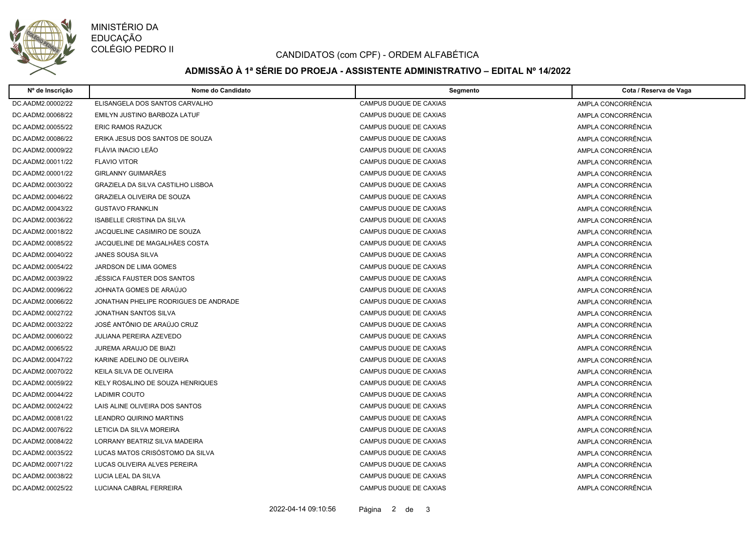MINISTÉRIO DA EDUCAÇÃO
COLÉGIO PEDRO II

CANDIDATOS (com CPF) - ORDEM ALFABÉTICA

## ADMISSÃO À 1ª SÉRIE DO PROEJA - ASSISTENTE ADMINISTRATIVO – EDITAL Nº 14/2022

| Nº de Inscrição | Nome do Candidato | Segmento | Cota / Reserva de Vaga |
|---|---|---|---|
| DC.AADM2.00002/22 | ELISANGELA DOS SANTOS CARVALHO | CAMPUS DUQUE DE CAXIAS | AMPLA CONCORRÊNCIA |
| DC.AADM2.00068/22 | EMILYN JUSTINO BARBOZA LATUF | CAMPUS DUQUE DE CAXIAS | AMPLA CONCORRÊNCIA |
| DC.AADM2.00055/22 | ERIC RAMOS RAZUCK | CAMPUS DUQUE DE CAXIAS | AMPLA CONCORRÊNCIA |
| DC.AADM2.00086/22 | ERIKA JESUS DOS SANTOS DE SOUZA | CAMPUS DUQUE DE CAXIAS | AMPLA CONCORRÊNCIA |
| DC.AADM2.00009/22 | FLÁVIA INACIO LEÃO | CAMPUS DUQUE DE CAXIAS | AMPLA CONCORRÊNCIA |
| DC.AADM2.00011/22 | FLAVIO VITOR | CAMPUS DUQUE DE CAXIAS | AMPLA CONCORRÊNCIA |
| DC.AADM2.00001/22 | GIRLANNY GUIMARÃES | CAMPUS DUQUE DE CAXIAS | AMPLA CONCORRÊNCIA |
| DC.AADM2.00030/22 | GRAZIELA DA SILVA CASTILHO LISBOA | CAMPUS DUQUE DE CAXIAS | AMPLA CONCORRÊNCIA |
| DC.AADM2.00046/22 | GRAZIELA OLIVEIRA DE SOUZA | CAMPUS DUQUE DE CAXIAS | AMPLA CONCORRÊNCIA |
| DC.AADM2.00043/22 | GUSTAVO FRANKLIN | CAMPUS DUQUE DE CAXIAS | AMPLA CONCORRÊNCIA |
| DC.AADM2.00036/22 | ISABELLE CRISTINA DA SILVA | CAMPUS DUQUE DE CAXIAS | AMPLA CONCORRÊNCIA |
| DC.AADM2.00018/22 | JACQUELINE CASIMIRO DE SOUZA | CAMPUS DUQUE DE CAXIAS | AMPLA CONCORRÊNCIA |
| DC.AADM2.00085/22 | JACQUELINE DE MAGALHÃES COSTA | CAMPUS DUQUE DE CAXIAS | AMPLA CONCORRÊNCIA |
| DC.AADM2.00040/22 | JANES SOUSA SILVA | CAMPUS DUQUE DE CAXIAS | AMPLA CONCORRÊNCIA |
| DC.AADM2.00054/22 | JARDSON DE LIMA GOMES | CAMPUS DUQUE DE CAXIAS | AMPLA CONCORRÊNCIA |
| DC.AADM2.00039/22 | JÉSSICA FAUSTER DOS SANTOS | CAMPUS DUQUE DE CAXIAS | AMPLA CONCORRÊNCIA |
| DC.AADM2.00096/22 | JOHNATA GOMES DE ARAÚJO | CAMPUS DUQUE DE CAXIAS | AMPLA CONCORRÊNCIA |
| DC.AADM2.00066/22 | JONATHAN PHELIPE RODRIGUES DE ANDRADE | CAMPUS DUQUE DE CAXIAS | AMPLA CONCORRÊNCIA |
| DC.AADM2.00027/22 | JONATHAN SANTOS SILVA | CAMPUS DUQUE DE CAXIAS | AMPLA CONCORRÊNCIA |
| DC.AADM2.00032/22 | JOSÉ ANTÔNIO DE ARAÚJO CRUZ | CAMPUS DUQUE DE CAXIAS | AMPLA CONCORRÊNCIA |
| DC.AADM2.00060/22 | JULIANA PEREIRA AZEVEDO | CAMPUS DUQUE DE CAXIAS | AMPLA CONCORRÊNCIA |
| DC.AADM2.00065/22 | JUREMA ARAUJO DE BIAZI | CAMPUS DUQUE DE CAXIAS | AMPLA CONCORRÊNCIA |
| DC.AADM2.00047/22 | KARINE ADELINO DE OLIVEIRA | CAMPUS DUQUE DE CAXIAS | AMPLA CONCORRÊNCIA |
| DC.AADM2.00070/22 | KEILA SILVA DE OLIVEIRA | CAMPUS DUQUE DE CAXIAS | AMPLA CONCORRÊNCIA |
| DC.AADM2.00059/22 | KELY ROSALINO DE SOUZA HENRIQUES | CAMPUS DUQUE DE CAXIAS | AMPLA CONCORRÊNCIA |
| DC.AADM2.00044/22 | LADIMIR COUTO | CAMPUS DUQUE DE CAXIAS | AMPLA CONCORRÊNCIA |
| DC.AADM2.00024/22 | LAIS ALINE OLIVEIRA DOS SANTOS | CAMPUS DUQUE DE CAXIAS | AMPLA CONCORRÊNCIA |
| DC.AADM2.00081/22 | LEANDRO QUIRINO MARTINS | CAMPUS DUQUE DE CAXIAS | AMPLA CONCORRÊNCIA |
| DC.AADM2.00076/22 | LETICIA DA SILVA MOREIRA | CAMPUS DUQUE DE CAXIAS | AMPLA CONCORRÊNCIA |
| DC.AADM2.00084/22 | LORRANY BEATRIZ SILVA MADEIRA | CAMPUS DUQUE DE CAXIAS | AMPLA CONCORRÊNCIA |
| DC.AADM2.00035/22 | LUCAS MATOS CRISÓSTOMO DA SILVA | CAMPUS DUQUE DE CAXIAS | AMPLA CONCORRÊNCIA |
| DC.AADM2.00071/22 | LUCAS OLIVEIRA ALVES PEREIRA | CAMPUS DUQUE DE CAXIAS | AMPLA CONCORRÊNCIA |
| DC.AADM2.00038/22 | LUCIA LEAL DA SILVA | CAMPUS DUQUE DE CAXIAS | AMPLA CONCORRÊNCIA |
| DC.AADM2.00025/22 | LUCIANA CABRAL FERREIRA | CAMPUS DUQUE DE CAXIAS | AMPLA CONCORRÊNCIA |

2022-04-14 09:10:56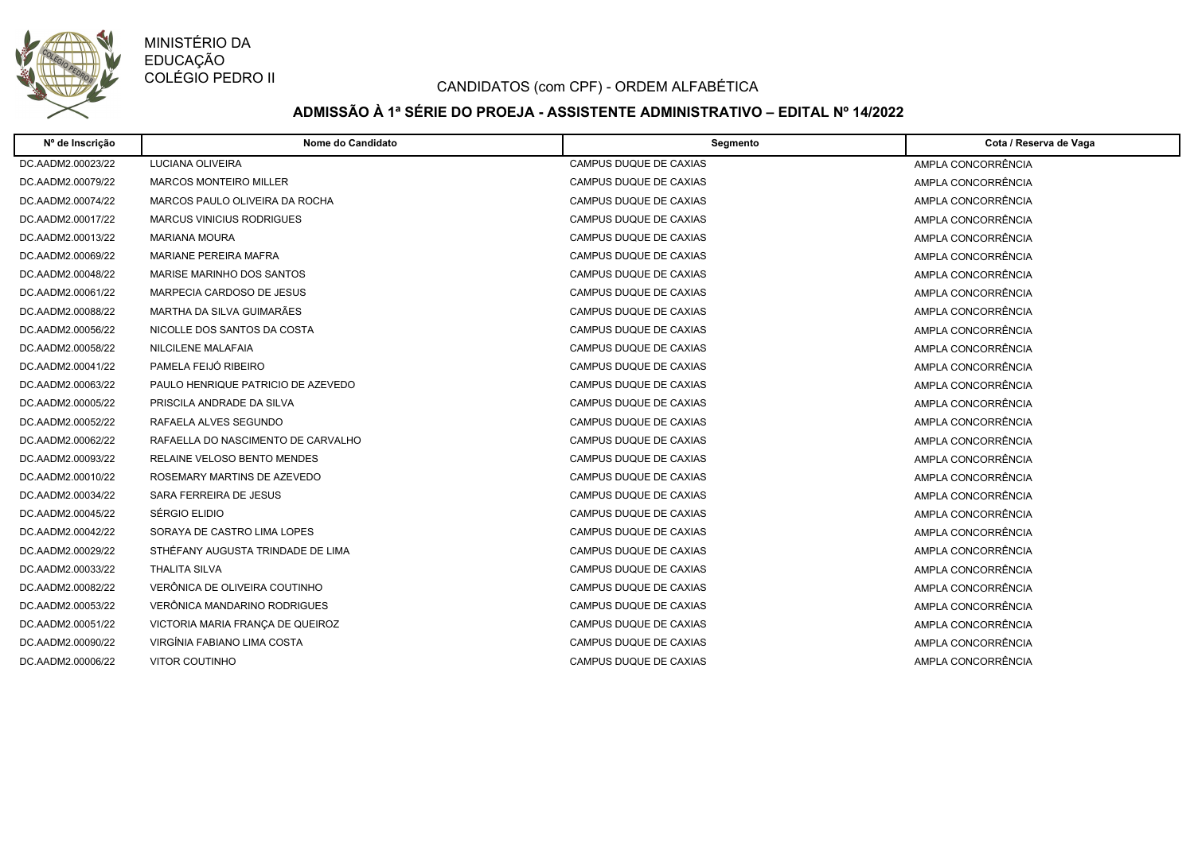MINISTÉRIO DA EDUCAÇÃO
COLÉGIO PEDRO II

CANDIDATOS (com CPF) - ORDEM ALFABÉTICA

## ADMISSÃO À 1ª SÉRIE DO PROEJA - ASSISTENTE ADMINISTRATIVO – EDITAL Nº 14/2022

| Nº de Inscrição | Nome do Candidato | Segmento | Cota / Reserva de Vaga |
|---|---|---|---|
| DC.AADM2.00023/22 | LUCIANA OLIVEIRA | CAMPUS DUQUE DE CAXIAS | AMPLA CONCORRÊNCIA |
| DC.AADM2.00079/22 | MARCOS MONTEIRO MILLER | CAMPUS DUQUE DE CAXIAS | AMPLA CONCORRÊNCIA |
| DC.AADM2.00074/22 | MARCOS PAULO OLIVEIRA DA ROCHA | CAMPUS DUQUE DE CAXIAS | AMPLA CONCORRÊNCIA |
| DC.AADM2.00017/22 | MARCUS VINICIUS RODRIGUES | CAMPUS DUQUE DE CAXIAS | AMPLA CONCORRÊNCIA |
| DC.AADM2.00013/22 | MARIANA MOURA | CAMPUS DUQUE DE CAXIAS | AMPLA CONCORRÊNCIA |
| DC.AADM2.00069/22 | MARIANE PEREIRA MAFRA | CAMPUS DUQUE DE CAXIAS | AMPLA CONCORRÊNCIA |
| DC.AADM2.00048/22 | MARISE MARINHO DOS SANTOS | CAMPUS DUQUE DE CAXIAS | AMPLA CONCORRÊNCIA |
| DC.AADM2.00061/22 | MARPECIA CARDOSO DE JESUS | CAMPUS DUQUE DE CAXIAS | AMPLA CONCORRÊNCIA |
| DC.AADM2.00088/22 | MARTHA DA SILVA GUIMARÃES | CAMPUS DUQUE DE CAXIAS | AMPLA CONCORRÊNCIA |
| DC.AADM2.00056/22 | NICOLLE DOS SANTOS DA COSTA | CAMPUS DUQUE DE CAXIAS | AMPLA CONCORRÊNCIA |
| DC.AADM2.00058/22 | NILCILENE MALAFAIA | CAMPUS DUQUE DE CAXIAS | AMPLA CONCORRÊNCIA |
| DC.AADM2.00041/22 | PAMELA FEIJÓ RIBEIRO | CAMPUS DUQUE DE CAXIAS | AMPLA CONCORRÊNCIA |
| DC.AADM2.00063/22 | PAULO HENRIQUE PATRICIO DE AZEVEDO | CAMPUS DUQUE DE CAXIAS | AMPLA CONCORRÊNCIA |
| DC.AADM2.00005/22 | PRISCILA ANDRADE DA SILVA | CAMPUS DUQUE DE CAXIAS | AMPLA CONCORRÊNCIA |
| DC.AADM2.00052/22 | RAFAELA ALVES SEGUNDO | CAMPUS DUQUE DE CAXIAS | AMPLA CONCORRÊNCIA |
| DC.AADM2.00062/22 | RAFAELLA DO NASCIMENTO DE CARVALHO | CAMPUS DUQUE DE CAXIAS | AMPLA CONCORRÊNCIA |
| DC.AADM2.00093/22 | RELAINE VELOSO BENTO MENDES | CAMPUS DUQUE DE CAXIAS | AMPLA CONCORRÊNCIA |
| DC.AADM2.00010/22 | ROSEMARY MARTINS DE AZEVEDO | CAMPUS DUQUE DE CAXIAS | AMPLA CONCORRÊNCIA |
| DC.AADM2.00034/22 | SARA FERREIRA DE JESUS | CAMPUS DUQUE DE CAXIAS | AMPLA CONCORRÊNCIA |
| DC.AADM2.00045/22 | SÉRGIO ELIDIO | CAMPUS DUQUE DE CAXIAS | AMPLA CONCORRÊNCIA |
| DC.AADM2.00042/22 | SORAYA DE CASTRO LIMA LOPES | CAMPUS DUQUE DE CAXIAS | AMPLA CONCORRÊNCIA |
| DC.AADM2.00029/22 | STHÉFANY AUGUSTA TRINDADE DE LIMA | CAMPUS DUQUE DE CAXIAS | AMPLA CONCORRÊNCIA |
| DC.AADM2.00033/22 | THALITA SILVA | CAMPUS DUQUE DE CAXIAS | AMPLA CONCORRÊNCIA |
| DC.AADM2.00082/22 | VERÔNICA DE OLIVEIRA COUTINHO | CAMPUS DUQUE DE CAXIAS | AMPLA CONCORRÊNCIA |
| DC.AADM2.00053/22 | VERÔNICA MANDARINO RODRIGUES | CAMPUS DUQUE DE CAXIAS | AMPLA CONCORRÊNCIA |
| DC.AADM2.00051/22 | VICTORIA MARIA FRANÇA DE QUEIROZ | CAMPUS DUQUE DE CAXIAS | AMPLA CONCORRÊNCIA |
| DC.AADM2.00090/22 | VIRGÍNIA FABIANO LIMA COSTA | CAMPUS DUQUE DE CAXIAS | AMPLA CONCORRÊNCIA |
| DC.AADM2.00006/22 | VITOR COUTINHO | CAMPUS DUQUE DE CAXIAS | AMPLA CONCORRÊNCIA |